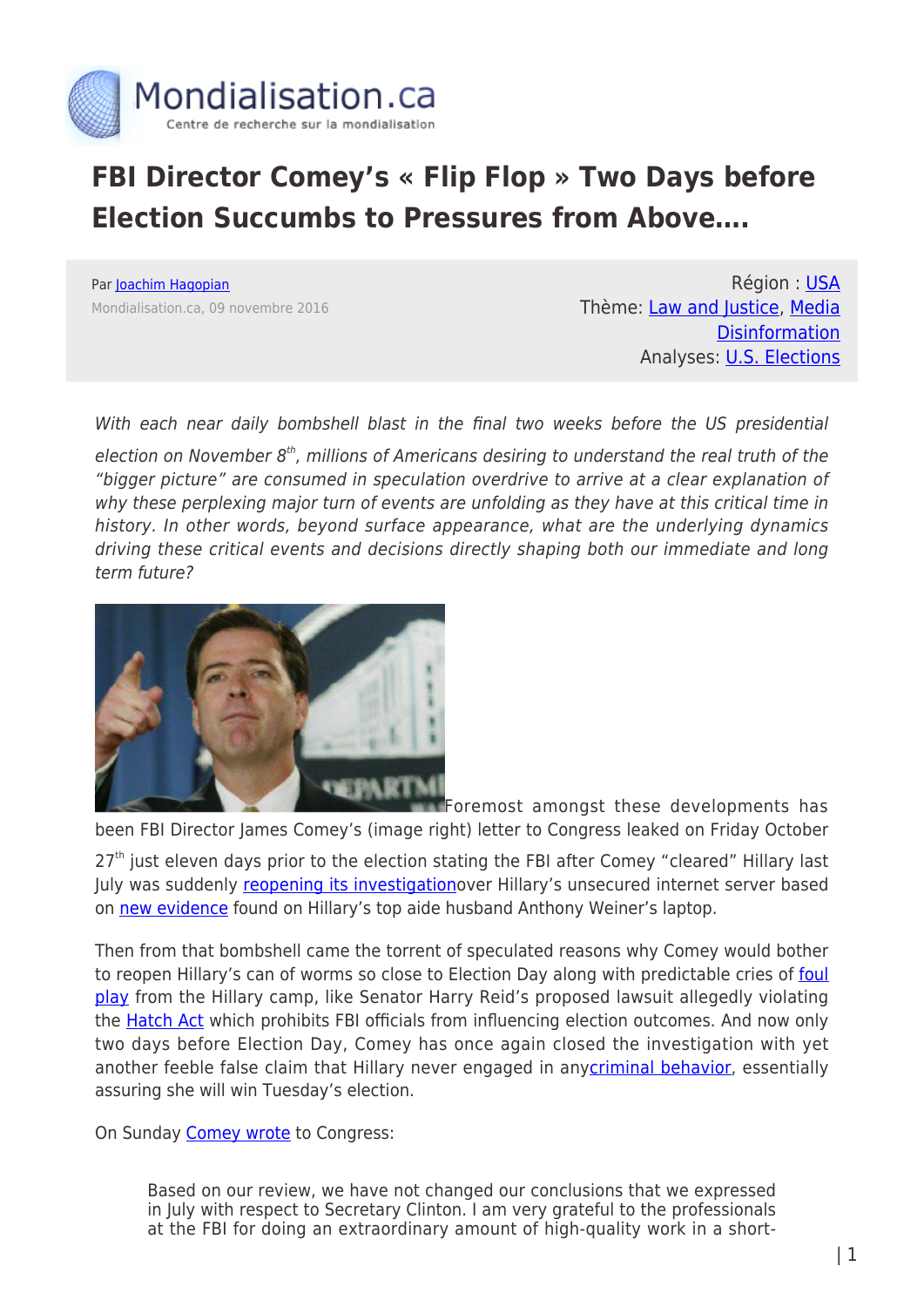# FBI Director Comey's « Flip Flop » Two Days before Election Succumbs to Pressures from Above….

Par Joachim Hagopian

Mondialisation.ca, 09 novembre 2016

Région : USA

Thème: Law and Justice, Media Disinformation

Analyses: U.S. Elections

*With each near daily bombshell blast in the final two weeks before the US presidential election on November 8th, millions of Americans desiring to understand the real truth of the "bigger picture" are consumed in speculation overdrive to arrive at a clear explanation of why these perplexing major turn of events are unfolding as they have at this critical time in history. In other words, beyond surface appearance, what are the underlying dynamics driving these critical events and decisions directly shaping both our immediate and long term future?*

Foremost amongst these developments has been FBI Director James Comey's (image right) letter to Congress leaked on Friday October 27th just eleven days prior to the election stating the FBI after Comey "cleared" Hillary last July was suddenly reopening its investigationover Hillary's unsecured internet server based on new evidence found on Hillary's top aide husband Anthony Weiner's laptop.

Then from that bombshell came the torrent of speculated reasons why Comey would bother to reopen Hillary's can of worms so close to Election Day along with predictable cries of foul play from the Hillary camp, like Senator Harry Reid's proposed lawsuit allegedly violating the Hatch Act which prohibits FBI officials from influencing election outcomes. And now only two days before Election Day, Comey has once again closed the investigation with yet another feeble false claim that Hillary never engaged in anycriminal behavior, essentially assuring she will win Tuesday's election.

On Sunday Comey wrote to Congress:

> Based on our review, we have not changed our conclusions that we expressed in July with respect to Secretary Clinton. I am very grateful to the professionals at the FBI for doing an extraordinary amount of high-quality work in a short-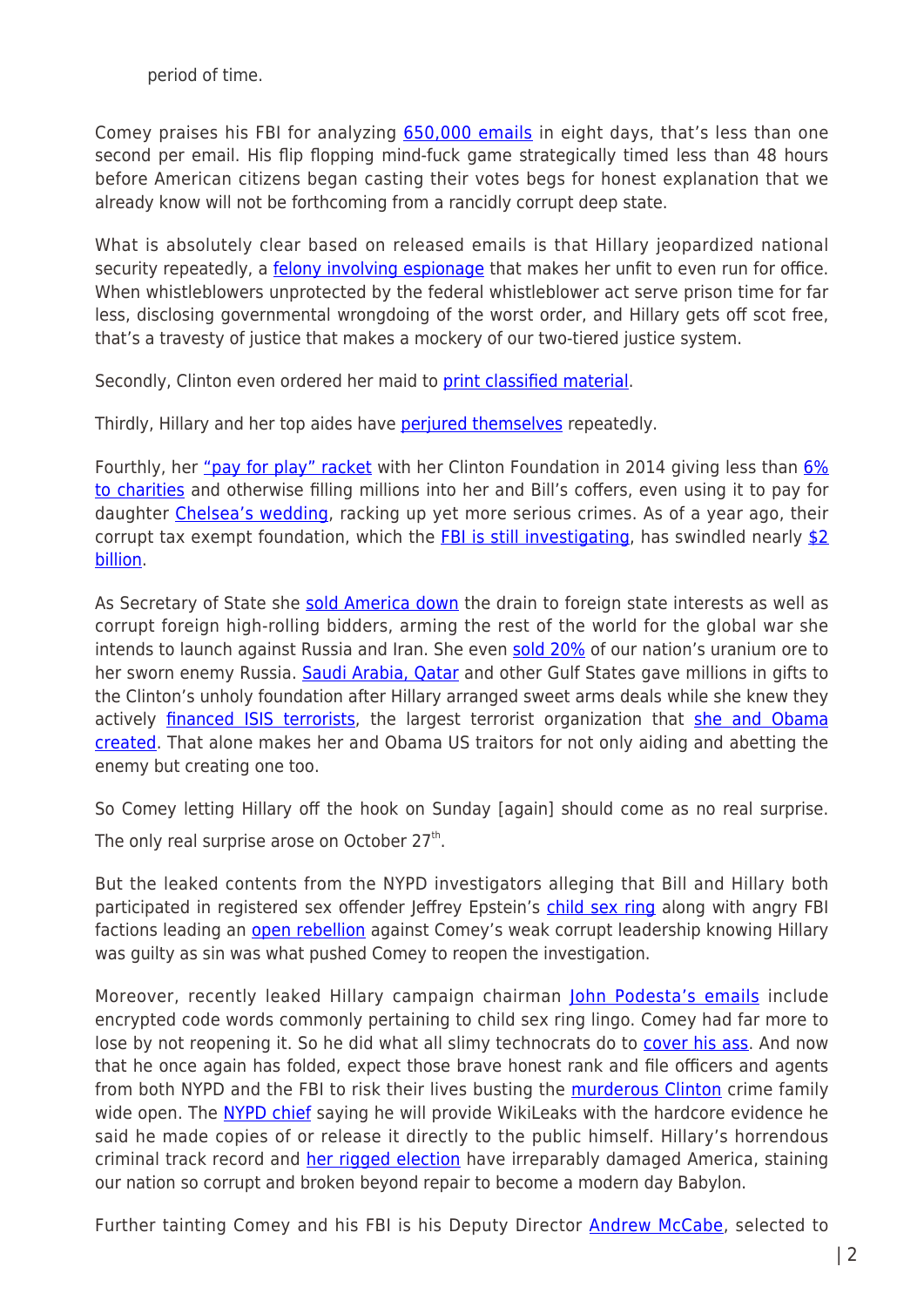period of time.

Comey praises his FBI for analyzing 650,000 emails in eight days, that's less than one second per email. His flip flopping mind-fuck game strategically timed less than 48 hours before American citizens began casting their votes begs for honest explanation that we already know will not be forthcoming from a rancidly corrupt deep state.

What is absolutely clear based on released emails is that Hillary jeopardized national security repeatedly, a felony involving espionage that makes her unfit to even run for office. When whistleblowers unprotected by the federal whistleblower act serve prison time for far less, disclosing governmental wrongdoing of the worst order, and Hillary gets off scot free, that's a travesty of justice that makes a mockery of our two-tiered justice system.

Secondly, Clinton even ordered her maid to print classified material.

Thirdly, Hillary and her top aides have perjured themselves repeatedly.

Fourthly, her "pay for play" racket with her Clinton Foundation in 2014 giving less than 6% to charities and otherwise filling millions into her and Bill's coffers, even using it to pay for daughter Chelsea's wedding, racking up yet more serious crimes. As of a year ago, their corrupt tax exempt foundation, which the FBI is still investigating, has swindled nearly $2 billion.

As Secretary of State she sold America down the drain to foreign state interests as well as corrupt foreign high-rolling bidders, arming the rest of the world for the global war she intends to launch against Russia and Iran. She even sold 20% of our nation's uranium ore to her sworn enemy Russia. Saudi Arabia, Qatar and other Gulf States gave millions in gifts to the Clinton's unholy foundation after Hillary arranged sweet arms deals while she knew they actively financed ISIS terrorists, the largest terrorist organization that she and Obama created. That alone makes her and Obama US traitors for not only aiding and abetting the enemy but creating one too.

So Comey letting Hillary off the hook on Sunday [again] should come as no real surprise. The only real surprise arose on October 27th.

But the leaked contents from the NYPD investigators alleging that Bill and Hillary both participated in registered sex offender Jeffrey Epstein's child sex ring along with angry FBI factions leading an open rebellion against Comey's weak corrupt leadership knowing Hillary was guilty as sin was what pushed Comey to reopen the investigation.

Moreover, recently leaked Hillary campaign chairman John Podesta's emails include encrypted code words commonly pertaining to child sex ring lingo. Comey had far more to lose by not reopening it. So he did what all slimy technocrats do to cover his ass. And now that he once again has folded, expect those brave honest rank and file officers and agents from both NYPD and the FBI to risk their lives busting the murderous Clinton crime family wide open. The NYPD chief saying he will provide WikiLeaks with the hardcore evidence he said he made copies of or release it directly to the public himself. Hillary's horrendous criminal track record and her rigged election have irreparably damaged America, staining our nation so corrupt and broken beyond repair to become a modern day Babylon.

Further tainting Comey and his FBI is his Deputy Director Andrew McCabe, selected to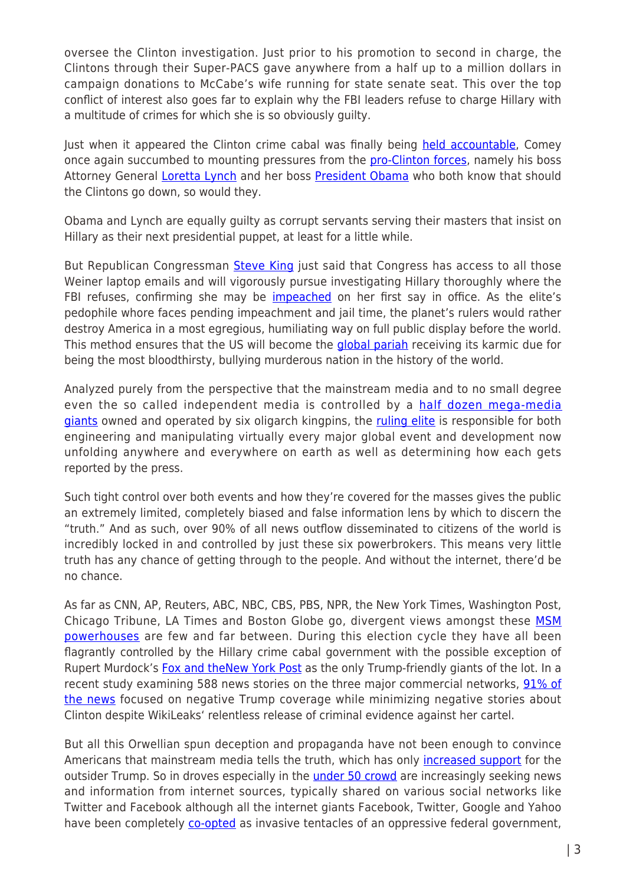oversee the Clinton investigation. Just prior to his promotion to second in charge, the Clintons through their Super-PACS gave anywhere from a half up to a million dollars in campaign donations to McCabe's wife running for state senate seat. This over the top conflict of interest also goes far to explain why the FBI leaders refuse to charge Hillary with a multitude of crimes for which she is so obviously guilty.

Just when it appeared the Clinton crime cabal was finally being held accountable, Comey once again succumbed to mounting pressures from the pro-Clinton forces, namely his boss Attorney General Loretta Lynch and her boss President Obama who both know that should the Clintons go down, so would they.

Obama and Lynch are equally guilty as corrupt servants serving their masters that insist on Hillary as their next presidential puppet, at least for a little while.

But Republican Congressman Steve King just said that Congress has access to all those Weiner laptop emails and will vigorously pursue investigating Hillary thoroughly where the FBI refuses, confirming she may be impeached on her first say in office. As the elite's pedophile whore faces pending impeachment and jail time, the planet's rulers would rather destroy America in a most egregious, humiliating way on full public display before the world. This method ensures that the US will become the global pariah receiving its karmic due for being the most bloodthirsty, bullying murderous nation in the history of the world.

Analyzed purely from the perspective that the mainstream media and to no small degree even the so called independent media is controlled by a half dozen mega-media giants owned and operated by six oligarch kingpins, the ruling elite is responsible for both engineering and manipulating virtually every major global event and development now unfolding anywhere and everywhere on earth as well as determining how each gets reported by the press.

Such tight control over both events and how they're covered for the masses gives the public an extremely limited, completely biased and false information lens by which to discern the "truth." And as such, over 90% of all news outflow disseminated to citizens of the world is incredibly locked in and controlled by just these six powerbrokers. This means very little truth has any chance of getting through to the people. And without the internet, there'd be no chance.

As far as CNN, AP, Reuters, ABC, NBC, CBS, PBS, NPR, the New York Times, Washington Post, Chicago Tribune, LA Times and Boston Globe go, divergent views amongst these MSM powerhouses are few and far between. During this election cycle they have all been flagrantly controlled by the Hillary crime cabal government with the possible exception of Rupert Murdock's Fox and theNew York Post as the only Trump-friendly giants of the lot. In a recent study examining 588 news stories on the three major commercial networks, 91% of the news focused on negative Trump coverage while minimizing negative stories about Clinton despite WikiLeaks' relentless release of criminal evidence against her cartel.

But all this Orwellian spun deception and propaganda have not been enough to convince Americans that mainstream media tells the truth, which has only increased support for the outsider Trump. So in droves especially in the under 50 crowd are increasingly seeking news and information from internet sources, typically shared on various social networks like Twitter and Facebook although all the internet giants Facebook, Twitter, Google and Yahoo have been completely co-opted as invasive tentacles of an oppressive federal government,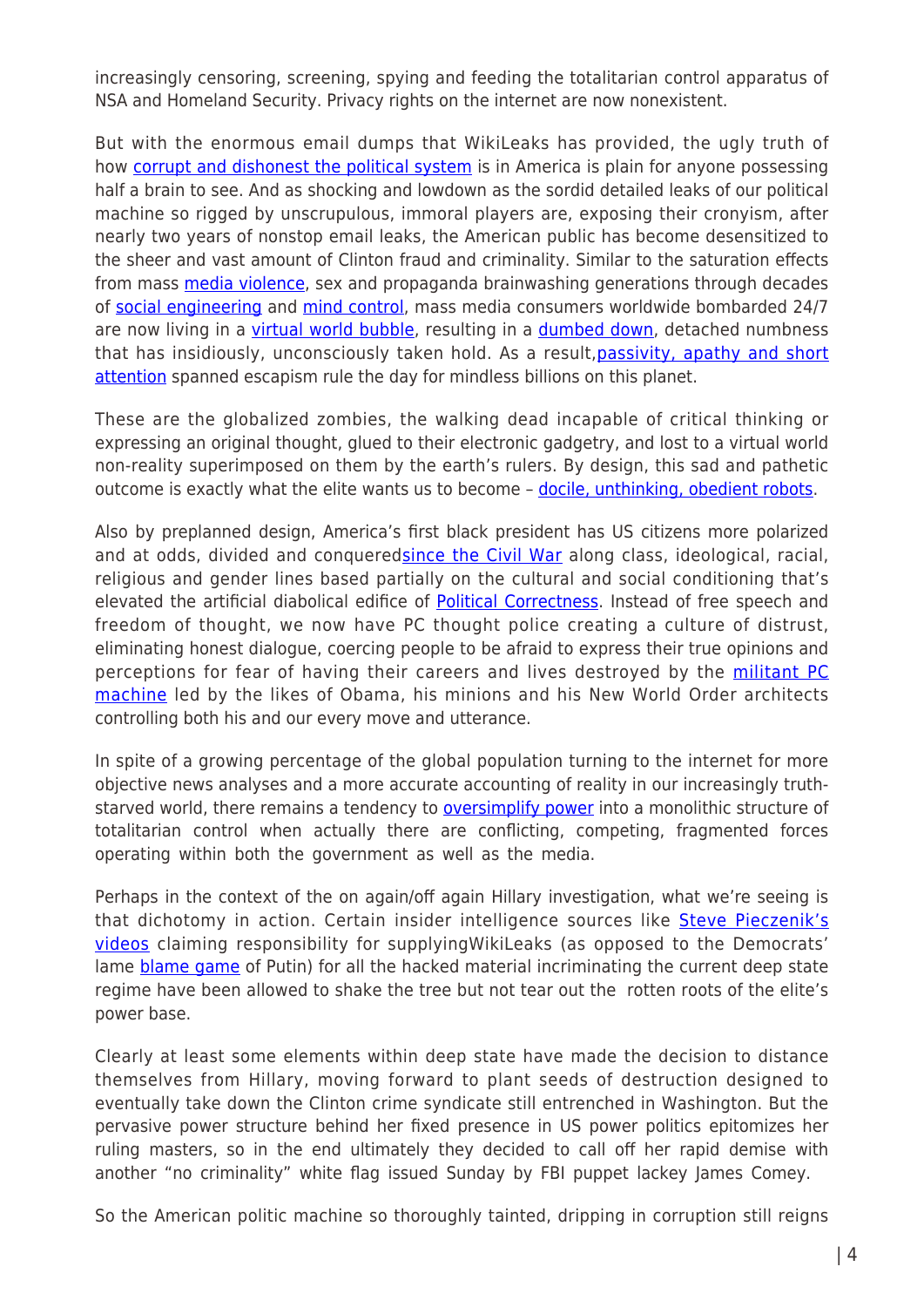increasingly censoring, screening, spying and feeding the totalitarian control apparatus of NSA and Homeland Security. Privacy rights on the internet are now nonexistent.

But with the enormous email dumps that WikiLeaks has provided, the ugly truth of how corrupt and dishonest the political system is in America is plain for anyone possessing half a brain to see. And as shocking and lowdown as the sordid detailed leaks of our political machine so rigged by unscrupulous, immoral players are, exposing their cronyism, after nearly two years of nonstop email leaks, the American public has become desensitized to the sheer and vast amount of Clinton fraud and criminality. Similar to the saturation effects from mass media violence, sex and propaganda brainwashing generations through decades of social engineering and mind control, mass media consumers worldwide bombarded 24/7 are now living in a virtual world bubble, resulting in a dumbed down, detached numbness that has insidiously, unconsciously taken hold. As a result,passivity, apathy and short attention spanned escapism rule the day for mindless billions on this planet.

These are the globalized zombies, the walking dead incapable of critical thinking or expressing an original thought, glued to their electronic gadgetry, and lost to a virtual world non-reality superimposed on them by the earth's rulers. By design, this sad and pathetic outcome is exactly what the elite wants us to become – docile, unthinking, obedient robots.

Also by preplanned design, America's first black president has US citizens more polarized and at odds, divided and conqueredsince the Civil War along class, ideological, racial, religious and gender lines based partially on the cultural and social conditioning that's elevated the artificial diabolical edifice of Political Correctness. Instead of free speech and freedom of thought, we now have PC thought police creating a culture of distrust, eliminating honest dialogue, coercing people to be afraid to express their true opinions and perceptions for fear of having their careers and lives destroyed by the militant PC machine led by the likes of Obama, his minions and his New World Order architects controlling both his and our every move and utterance.

In spite of a growing percentage of the global population turning to the internet for more objective news analyses and a more accurate accounting of reality in our increasingly truth-starved world, there remains a tendency to oversimplify power into a monolithic structure of totalitarian control when actually there are conflicting, competing, fragmented forces operating within both the government as well as the media.

Perhaps in the context of the on again/off again Hillary investigation, what we're seeing is that dichotomy in action. Certain insider intelligence sources like Steve Pieczenik's videos claiming responsibility for supplyingWikiLeaks (as opposed to the Democrats' lame blame game of Putin) for all the hacked material incriminating the current deep state regime have been allowed to shake the tree but not tear out the rotten roots of the elite's power base.

Clearly at least some elements within deep state have made the decision to distance themselves from Hillary, moving forward to plant seeds of destruction designed to eventually take down the Clinton crime syndicate still entrenched in Washington. But the pervasive power structure behind her fixed presence in US power politics epitomizes her ruling masters, so in the end ultimately they decided to call off her rapid demise with another "no criminality" white flag issued Sunday by FBI puppet lackey James Comey.

So the American politic machine so thoroughly tainted, dripping in corruption still reigns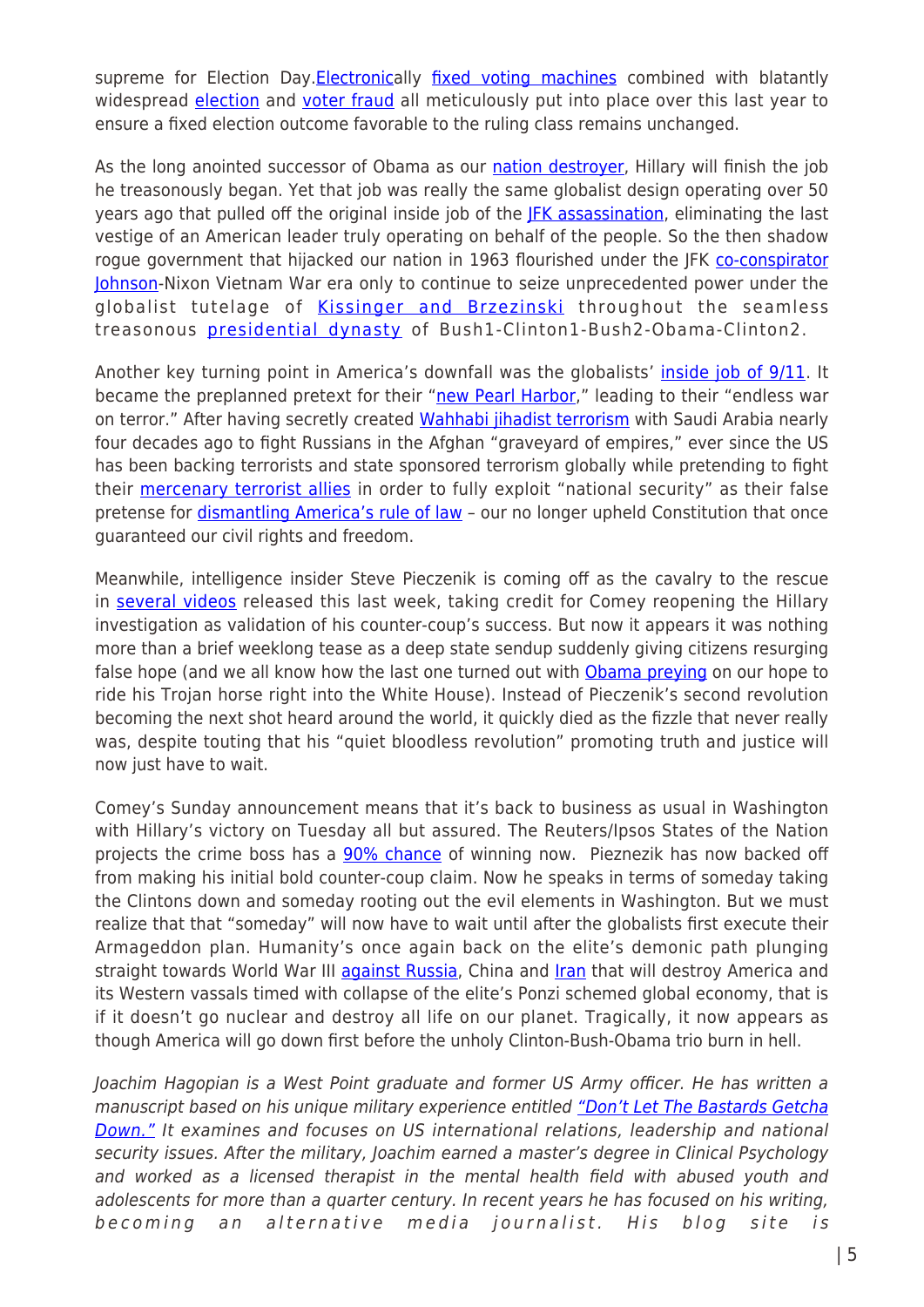supreme for Election Day.Electronically fixed voting machines combined with blatantly widespread election and voter fraud all meticulously put into place over this last year to ensure a fixed election outcome favorable to the ruling class remains unchanged.

As the long anointed successor of Obama as our nation destroyer, Hillary will finish the job he treasonously began. Yet that job was really the same globalist design operating over 50 years ago that pulled off the original inside job of the JFK assassination, eliminating the last vestige of an American leader truly operating on behalf of the people. So the then shadow rogue government that hijacked our nation in 1963 flourished under the JFK co-conspirator Johnson-Nixon Vietnam War era only to continue to seize unprecedented power under the globalist tutelage of Kissinger and Brzezinski throughout the seamless treasonous presidential dynasty of Bush1-Clinton1-Bush2-Obama-Clinton2.

Another key turning point in America's downfall was the globalists' inside job of 9/11. It became the preplanned pretext for their "new Pearl Harbor," leading to their "endless war on terror." After having secretly created Wahhabi jihadist terrorism with Saudi Arabia nearly four decades ago to fight Russians in the Afghan "graveyard of empires," ever since the US has been backing terrorists and state sponsored terrorism globally while pretending to fight their mercenary terrorist allies in order to fully exploit "national security" as their false pretense for dismantling America's rule of law – our no longer upheld Constitution that once guaranteed our civil rights and freedom.

Meanwhile, intelligence insider Steve Pieczenik is coming off as the cavalry to the rescue in several videos released this last week, taking credit for Comey reopening the Hillary investigation as validation of his counter-coup's success. But now it appears it was nothing more than a brief weeklong tease as a deep state sendup suddenly giving citizens resurging false hope (and we all know how the last one turned out with Obama preying on our hope to ride his Trojan horse right into the White House). Instead of Pieczenik's second revolution becoming the next shot heard around the world, it quickly died as the fizzle that never really was, despite touting that his "quiet bloodless revolution" promoting truth and justice will now just have to wait.

Comey's Sunday announcement means that it's back to business as usual in Washington with Hillary's victory on Tuesday all but assured. The Reuters/Ipsos States of the Nation projects the crime boss has a 90% chance of winning now. Pieznezik has now backed off from making his initial bold counter-coup claim. Now he speaks in terms of someday taking the Clintons down and someday rooting out the evil elements in Washington. But we must realize that that "someday" will now have to wait until after the globalists first execute their Armageddon plan. Humanity's once again back on the elite's demonic path plunging straight towards World War III against Russia, China and Iran that will destroy America and its Western vassals timed with collapse of the elite's Ponzi schemed global economy, that is if it doesn't go nuclear and destroy all life on our planet. Tragically, it now appears as though America will go down first before the unholy Clinton-Bush-Obama trio burn in hell.

*Joachim Hagopian is a West Point graduate and former US Army officer. He has written a manuscript based on his unique military experience entitled "Don't Let The Bastards Getcha Down." It examines and focuses on US international relations, leadership and national security issues. After the military, Joachim earned a master's degree in Clinical Psychology and worked as a licensed therapist in the mental health field with abused youth and adolescents for more than a quarter century. In recent years he has focused on his writing, becoming an alternative media journalist. His blog site is*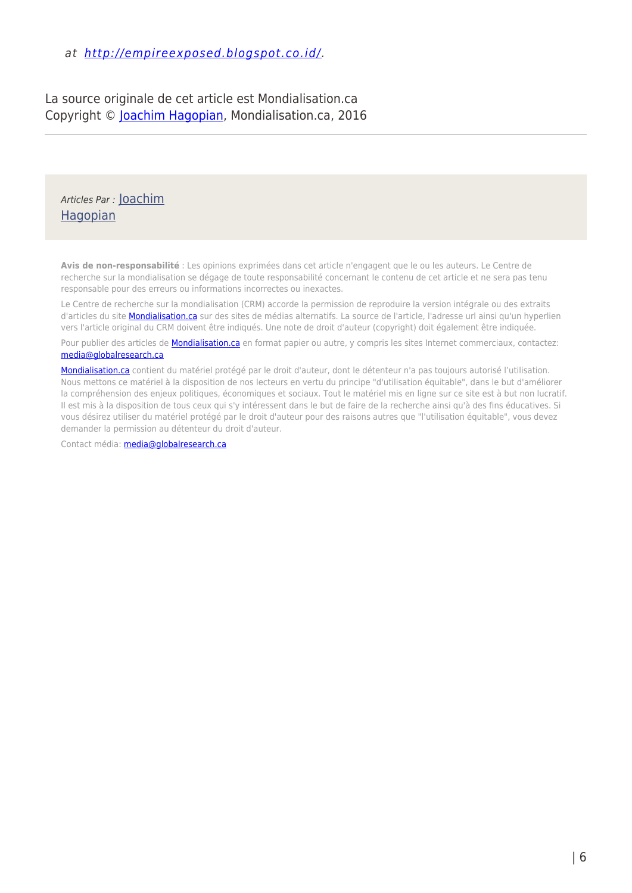*at [http://empireexposed.blogspot.co.id/](http://empireexposed.blogspot.co.id/).*

La source originale de cet article est Mondialisation.ca
Copyright © [Joachim Hagopian](), Mondialisation.ca, 2016

---

*Articles Par :* [Joachim Hagopian]()

**Avis de non-responsabilité** : Les opinions exprimées dans cet article n'engagent que le ou les auteurs. Le Centre de recherche sur la mondialisation se dégage de toute responsabilité concernant le contenu de cet article et ne sera pas tenu responsable pour des erreurs ou informations incorrectes ou inexactes.

Le Centre de recherche sur la mondialisation (CRM) accorde la permission de reproduire la version intégrale ou des extraits d'articles du site [Mondialisation.ca]() sur des sites de médias alternatifs. La source de l'article, l'adresse url ainsi qu'un hyperlien vers l'article original du CRM doivent être indiqués. Une note de droit d'auteur (copyright) doit également être indiquée.

Pour publier des articles de [Mondialisation.ca]() en format papier ou autre, y compris les sites Internet commerciaux, contactez: [media@globalresearch.ca](mailto:media@globalresearch.ca)

[Mondialisation.ca]() contient du matériel protégé par le droit d'auteur, dont le détenteur n'a pas toujours autorisé l'utilisation. Nous mettons ce matériel à la disposition de nos lecteurs en vertu du principe "d'utilisation équitable", dans le but d'améliorer la compréhension des enjeux politiques, économiques et sociaux. Tout le matériel mis en ligne sur ce site est à but non lucratif. Il est mis à la disposition de tous ceux qui s'y intéressent dans le but de faire de la recherche ainsi qu'à des fins éducatives. Si vous désirez utiliser du matériel protégé par le droit d'auteur pour des raisons autres que "l'utilisation équitable", vous devez demander la permission au détenteur du droit d'auteur.

Contact média: [media@globalresearch.ca](mailto:media@globalresearch.ca)